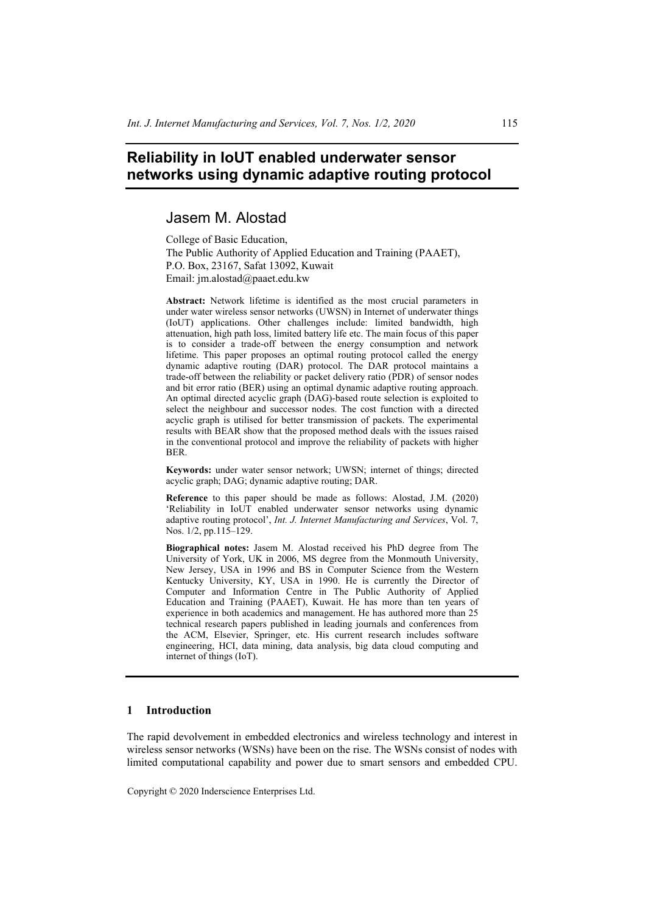# Reliability in IoUT enabled underwater sensor networks using dynamic adaptive routing protocol

## Jasem M. Alostad

College of Basic Education,
The Public Authority of Applied Education and Training (PAAET),
P.O. Box, 23167, Safat 13092, Kuwait
Email: jm.alostad@paaet.edu.kw

**Abstract:** Network lifetime is identified as the most crucial parameters in under water wireless sensor networks (UWSN) in Internet of underwater things (IoUT) applications. Other challenges include: limited bandwidth, high attenuation, high path loss, limited battery life etc. The main focus of this paper is to consider a trade-off between the energy consumption and network lifetime. This paper proposes an optimal routing protocol called the energy dynamic adaptive routing (DAR) protocol. The DAR protocol maintains a trade-off between the reliability or packet delivery ratio (PDR) of sensor nodes and bit error ratio (BER) using an optimal dynamic adaptive routing approach. An optimal directed acyclic graph (DAG)-based route selection is exploited to select the neighbour and successor nodes. The cost function with a directed acyclic graph is utilised for better transmission of packets. The experimental results with BEAR show that the proposed method deals with the issues raised in the conventional protocol and improve the reliability of packets with higher BER.

**Keywords:** under water sensor network; UWSN; internet of things; directed acyclic graph; DAG; dynamic adaptive routing; DAR.

**Reference** to this paper should be made as follows: Alostad, J.M. (2020) 'Reliability in IoUT enabled underwater sensor networks using dynamic adaptive routing protocol', *Int. J. Internet Manufacturing and Services*, Vol. 7, Nos. 1/2, pp.115–129.

**Biographical notes:** Jasem M. Alostad received his PhD degree from The University of York, UK in 2006, MS degree from the Monmouth University, New Jersey, USA in 1996 and BS in Computer Science from the Western Kentucky University, KY, USA in 1990. He is currently the Director of Computer and Information Centre in The Public Authority of Applied Education and Training (PAAET), Kuwait. He has more than ten years of experience in both academics and management. He has authored more than 25 technical research papers published in leading journals and conferences from the ACM, Elsevier, Springer, etc. His current research includes software engineering, HCI, data mining, data analysis, big data cloud computing and internet of things (IoT).

## 1 Introduction

The rapid devolvement in embedded electronics and wireless technology and interest in wireless sensor networks (WSNs) have been on the rise. The WSNs consist of nodes with limited computational capability and power due to smart sensors and embedded CPU.

Copyright © 2020 Inderscience Enterprises Ltd.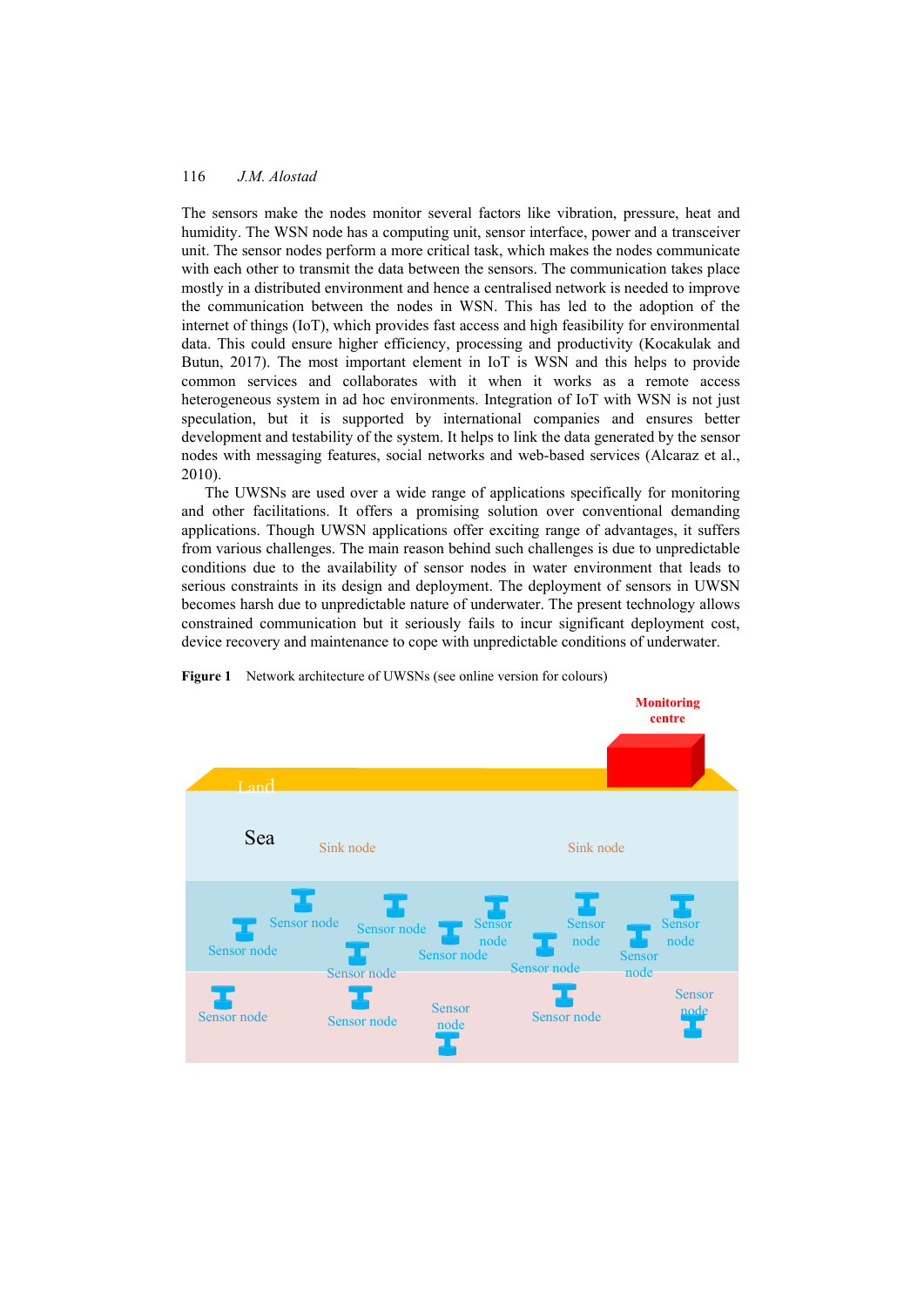The sensors make the nodes monitor several factors like vibration, pressure, heat and humidity. The WSN node has a computing unit, sensor interface, power and a transceiver unit. The sensor nodes perform a more critical task, which makes the nodes communicate with each other to transmit the data between the sensors. The communication takes place mostly in a distributed environment and hence a centralised network is needed to improve the communication between the nodes in WSN. This has led to the adoption of the internet of things (IoT), which provides fast access and high feasibility for environmental data. This could ensure higher efficiency, processing and productivity (Kocakulak and Butun, 2017). The most important element in IoT is WSN and this helps to provide common services and collaborates with it when it works as a remote access heterogeneous system in ad hoc environments. Integration of IoT with WSN is not just speculation, but it is supported by international companies and ensures better development and testability of the system. It helps to link the data generated by the sensor nodes with messaging features, social networks and web-based services (Alcaraz et al., 2010).

The UWSNs are used over a wide range of applications specifically for monitoring and other facilitations. It offers a promising solution over conventional demanding applications. Though UWSN applications offer exciting range of advantages, it suffers from various challenges. The main reason behind such challenges is due to unpredictable conditions due to the availability of sensor nodes in water environment that leads to serious constraints in its design and deployment. The deployment of sensors in UWSN becomes harsh due to unpredictable nature of underwater. The present technology allows constrained communication but it seriously fails to incur significant deployment cost, device recovery and maintenance to cope with unpredictable conditions of underwater.

**Figure 1** Network architecture of UWSNs (see online version for colours)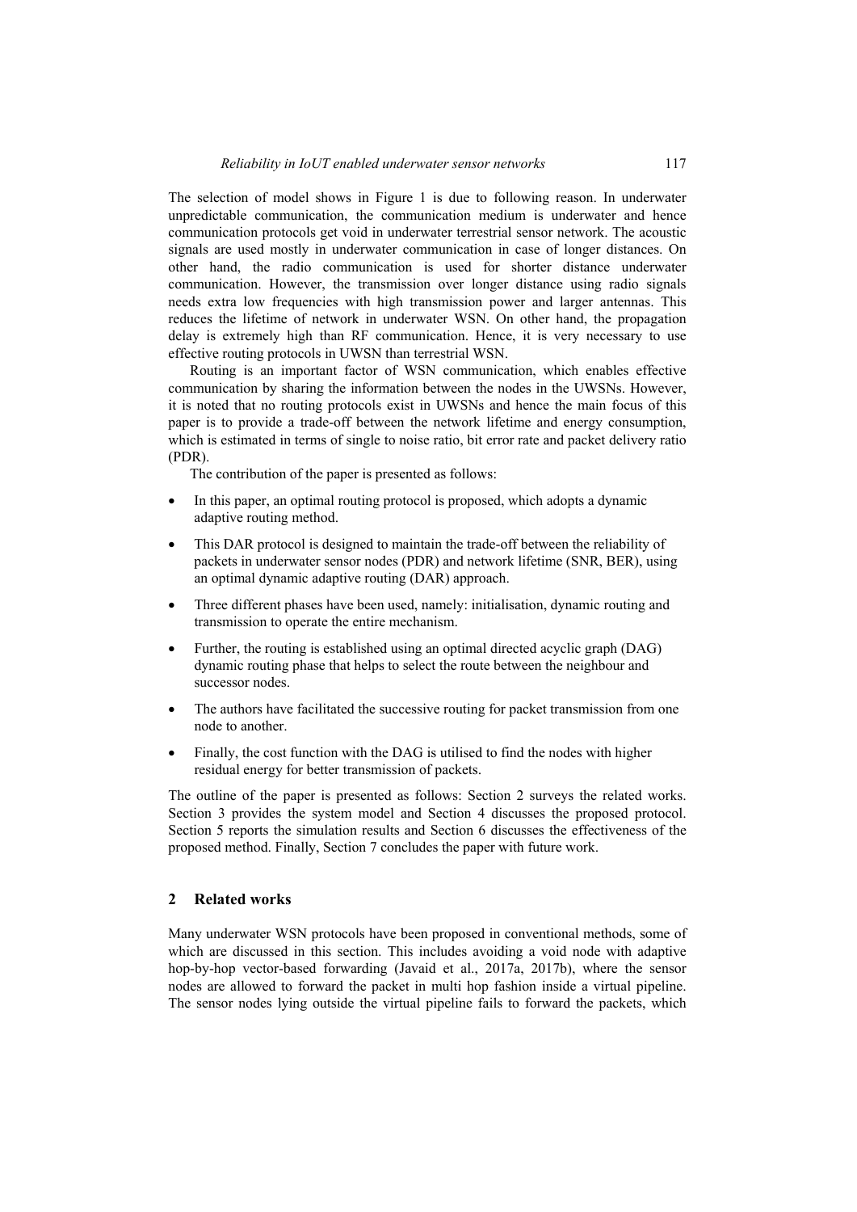The selection of model shows in Figure 1 is due to following reason. In underwater unpredictable communication, the communication medium is underwater and hence communication protocols get void in underwater terrestrial sensor network. The acoustic signals are used mostly in underwater communication in case of longer distances. On other hand, the radio communication is used for shorter distance underwater communication. However, the transmission over longer distance using radio signals needs extra low frequencies with high transmission power and larger antennas. This reduces the lifetime of network in underwater WSN. On other hand, the propagation delay is extremely high than RF communication. Hence, it is very necessary to use effective routing protocols in UWSN than terrestrial WSN.

Routing is an important factor of WSN communication, which enables effective communication by sharing the information between the nodes in the UWSNs. However, it is noted that no routing protocols exist in UWSNs and hence the main focus of this paper is to provide a trade-off between the network lifetime and energy consumption, which is estimated in terms of single to noise ratio, bit error rate and packet delivery ratio (PDR).

The contribution of the paper is presented as follows:

- In this paper, an optimal routing protocol is proposed, which adopts a dynamic adaptive routing method.
- This DAR protocol is designed to maintain the trade-off between the reliability of packets in underwater sensor nodes (PDR) and network lifetime (SNR, BER), using an optimal dynamic adaptive routing (DAR) approach.
- Three different phases have been used, namely: initialisation, dynamic routing and transmission to operate the entire mechanism.
- Further, the routing is established using an optimal directed acyclic graph (DAG) dynamic routing phase that helps to select the route between the neighbour and successor nodes.
- The authors have facilitated the successive routing for packet transmission from one node to another.
- Finally, the cost function with the DAG is utilised to find the nodes with higher residual energy for better transmission of packets.

The outline of the paper is presented as follows: Section 2 surveys the related works. Section 3 provides the system model and Section 4 discusses the proposed protocol. Section 5 reports the simulation results and Section 6 discusses the effectiveness of the proposed method. Finally, Section 7 concludes the paper with future work.

## 2 Related works

Many underwater WSN protocols have been proposed in conventional methods, some of which are discussed in this section. This includes avoiding a void node with adaptive hop-by-hop vector-based forwarding (Javaid et al., 2017a, 2017b), where the sensor nodes are allowed to forward the packet in multi hop fashion inside a virtual pipeline. The sensor nodes lying outside the virtual pipeline fails to forward the packets, which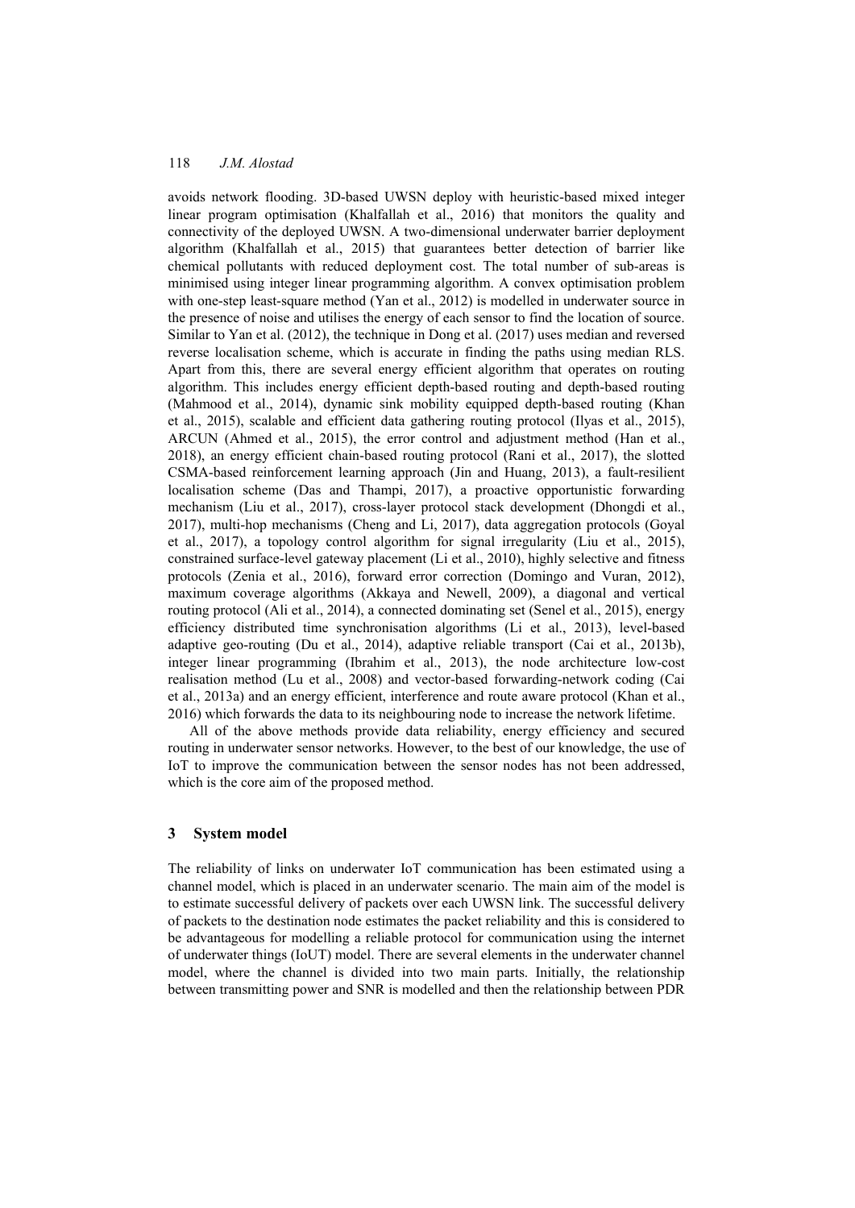avoids network flooding. 3D-based UWSN deploy with heuristic-based mixed integer linear program optimisation (Khalfallah et al., 2016) that monitors the quality and connectivity of the deployed UWSN. A two-dimensional underwater barrier deployment algorithm (Khalfallah et al., 2015) that guarantees better detection of barrier like chemical pollutants with reduced deployment cost. The total number of sub-areas is minimised using integer linear programming algorithm. A convex optimisation problem with one-step least-square method (Yan et al., 2012) is modelled in underwater source in the presence of noise and utilises the energy of each sensor to find the location of source. Similar to Yan et al. (2012), the technique in Dong et al. (2017) uses median and reversed reverse localisation scheme, which is accurate in finding the paths using median RLS. Apart from this, there are several energy efficient algorithm that operates on routing algorithm. This includes energy efficient depth-based routing and depth-based routing (Mahmood et al., 2014), dynamic sink mobility equipped depth-based routing (Khan et al., 2015), scalable and efficient data gathering routing protocol (Ilyas et al., 2015), ARCUN (Ahmed et al., 2015), the error control and adjustment method (Han et al., 2018), an energy efficient chain-based routing protocol (Rani et al., 2017), the slotted CSMA-based reinforcement learning approach (Jin and Huang, 2013), a fault-resilient localisation scheme (Das and Thampi, 2017), a proactive opportunistic forwarding mechanism (Liu et al., 2017), cross-layer protocol stack development (Dhongdi et al., 2017), multi-hop mechanisms (Cheng and Li, 2017), data aggregation protocols (Goyal et al., 2017), a topology control algorithm for signal irregularity (Liu et al., 2015), constrained surface-level gateway placement (Li et al., 2010), highly selective and fitness protocols (Zenia et al., 2016), forward error correction (Domingo and Vuran, 2012), maximum coverage algorithms (Akkaya and Newell, 2009), a diagonal and vertical routing protocol (Ali et al., 2014), a connected dominating set (Senel et al., 2015), energy efficiency distributed time synchronisation algorithms (Li et al., 2013), level-based adaptive geo-routing (Du et al., 2014), adaptive reliable transport (Cai et al., 2013b), integer linear programming (Ibrahim et al., 2013), the node architecture low-cost realisation method (Lu et al., 2008) and vector-based forwarding-network coding (Cai et al., 2013a) and an energy efficient, interference and route aware protocol (Khan et al., 2016) which forwards the data to its neighbouring node to increase the network lifetime.

All of the above methods provide data reliability, energy efficiency and secured routing in underwater sensor networks. However, to the best of our knowledge, the use of IoT to improve the communication between the sensor nodes has not been addressed, which is the core aim of the proposed method.

## 3 System model

The reliability of links on underwater IoT communication has been estimated using a channel model, which is placed in an underwater scenario. The main aim of the model is to estimate successful delivery of packets over each UWSN link. The successful delivery of packets to the destination node estimates the packet reliability and this is considered to be advantageous for modelling a reliable protocol for communication using the internet of underwater things (IoUT) model. There are several elements in the underwater channel model, where the channel is divided into two main parts. Initially, the relationship between transmitting power and SNR is modelled and then the relationship between PDR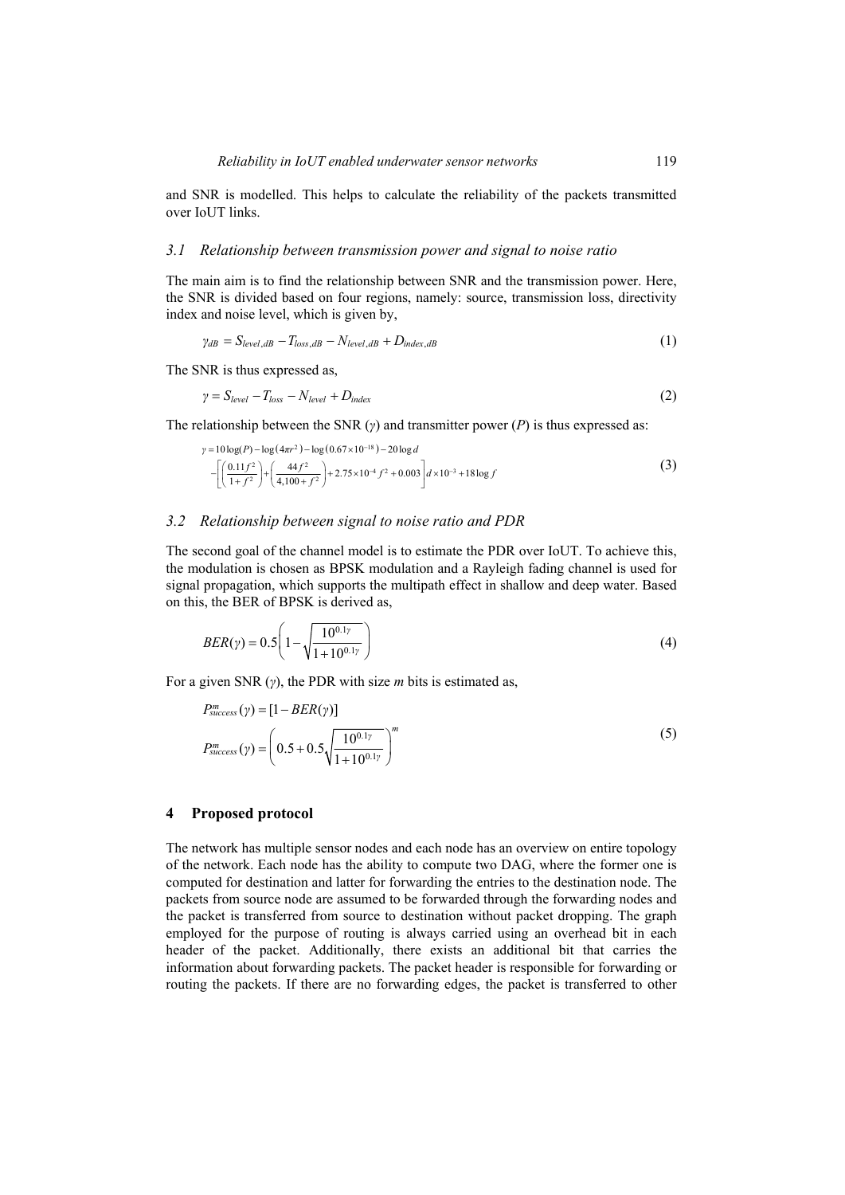and SNR is modelled. This helps to calculate the reliability of the packets transmitted over IoUT links.

### 3.1 Relationship between transmission power and signal to noise ratio

The main aim is to find the relationship between SNR and the transmission power. Here, the SNR is divided based on four regions, namely: source, transmission loss, directivity index and noise level, which is given by,

$$\gamma_{dB} = S_{level,dB} - T_{loss,dB} - N_{level,dB} + D_{index,dB} \tag{1}$$

The SNR is thus expressed as,

$$\gamma = S_{level} - T_{loss} - N_{level} + D_{index} \tag{2}$$

The relationship between the SNR ($\gamma$) and transmitter power ($P$) is thus expressed as:

$$\begin{aligned}\gamma = {} & 10\log(P) - \log\left(4\pi r^2\right) - \log\left(0.67 \times 10^{-18}\right) - 20\log d \\ & - \left[\left(\frac{0.11 f^2}{1+f^2}\right) + \left(\frac{44 f^2}{4{,}100 + f^2}\right) + 2.75 \times 10^{-4} f^2 + 0.003\right] d \times 10^{-3} + 18\log f\end{aligned} \tag{3}$$

### 3.2 Relationship between signal to noise ratio and PDR

The second goal of the channel model is to estimate the PDR over IoUT. To achieve this, the modulation is chosen as BPSK modulation and a Rayleigh fading channel is used for signal propagation, which supports the multipath effect in shallow and deep water. Based on this, the BER of BPSK is derived as,

$$BER(\gamma) = 0.5\left(1 - \sqrt{\frac{10^{0.1\gamma}}{1 + 10^{0.1\gamma}}}\right) \tag{4}$$

For a given SNR ($\gamma$), the PDR with size $m$ bits is estimated as,

$$\begin{aligned}P_{success}^{m}(\gamma) &= [1 - BER(\gamma)] \\ P_{success}^{m}(\gamma) &= \left(0.5 + 0.5\sqrt{\frac{10^{0.1\gamma}}{1 + 10^{0.1\gamma}}}\right)^{m}\end{aligned} \tag{5}$$

## 4 Proposed protocol

The network has multiple sensor nodes and each node has an overview on entire topology of the network. Each node has the ability to compute two DAG, where the former one is computed for destination and latter for forwarding the entries to the destination node. The packets from source node are assumed to be forwarded through the forwarding nodes and the packet is transferred from source to destination without packet dropping. The graph employed for the purpose of routing is always carried using an overhead bit in each header of the packet. Additionally, there exists an additional bit that carries the information about forwarding packets. The packet header is responsible for forwarding or routing the packets. If there are no forwarding edges, the packet is transferred to other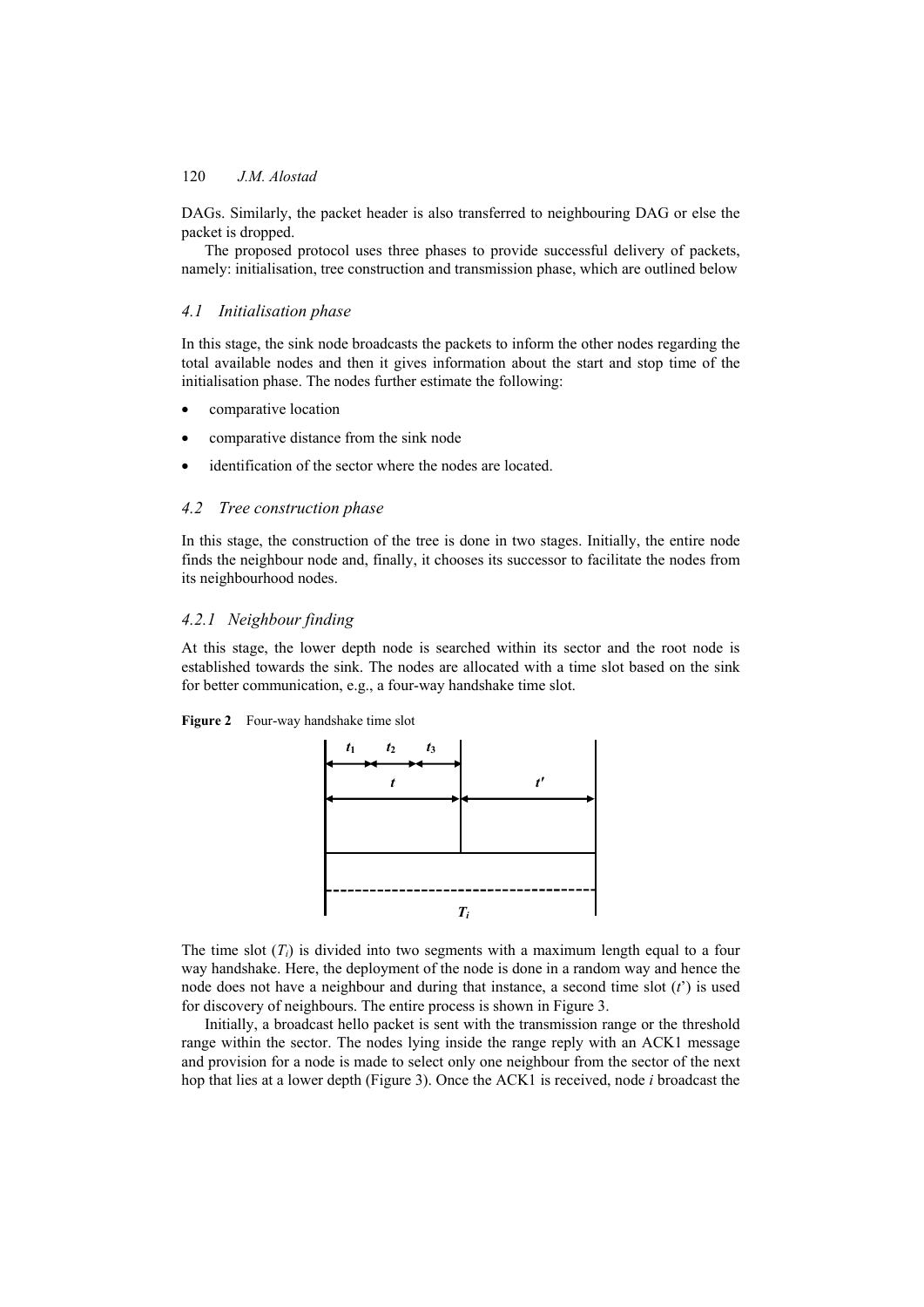DAGs. Similarly, the packet header is also transferred to neighbouring DAG or else the packet is dropped.

The proposed protocol uses three phases to provide successful delivery of packets, namely: initialisation, tree construction and transmission phase, which are outlined below

### *4.1 Initialisation phase*

In this stage, the sink node broadcasts the packets to inform the other nodes regarding the total available nodes and then it gives information about the start and stop time of the initialisation phase. The nodes further estimate the following:

- comparative location
- comparative distance from the sink node
- identification of the sector where the nodes are located.

### *4.2 Tree construction phase*

In this stage, the construction of the tree is done in two stages. Initially, the entire node finds the neighbour node and, finally, it chooses its successor to facilitate the nodes from its neighbourhood nodes.

#### *4.2.1 Neighbour finding*

At this stage, the lower depth node is searched within its sector and the root node is established towards the sink. The nodes are allocated with a time slot based on the sink for better communication, e.g., a four-way handshake time slot.

**Figure 2** Four-way handshake time slot

The time slot ($T_i$) is divided into two segments with a maximum length equal to a four way handshake. Here, the deployment of the node is done in a random way and hence the node does not have a neighbour and during that instance, a second time slot ($t$') is used for discovery of neighbours. The entire process is shown in Figure 3.

Initially, a broadcast hello packet is sent with the transmission range or the threshold range within the sector. The nodes lying inside the range reply with an ACK1 message and provision for a node is made to select only one neighbour from the sector of the next hop that lies at a lower depth (Figure 3). Once the ACK1 is received, node *i* broadcast the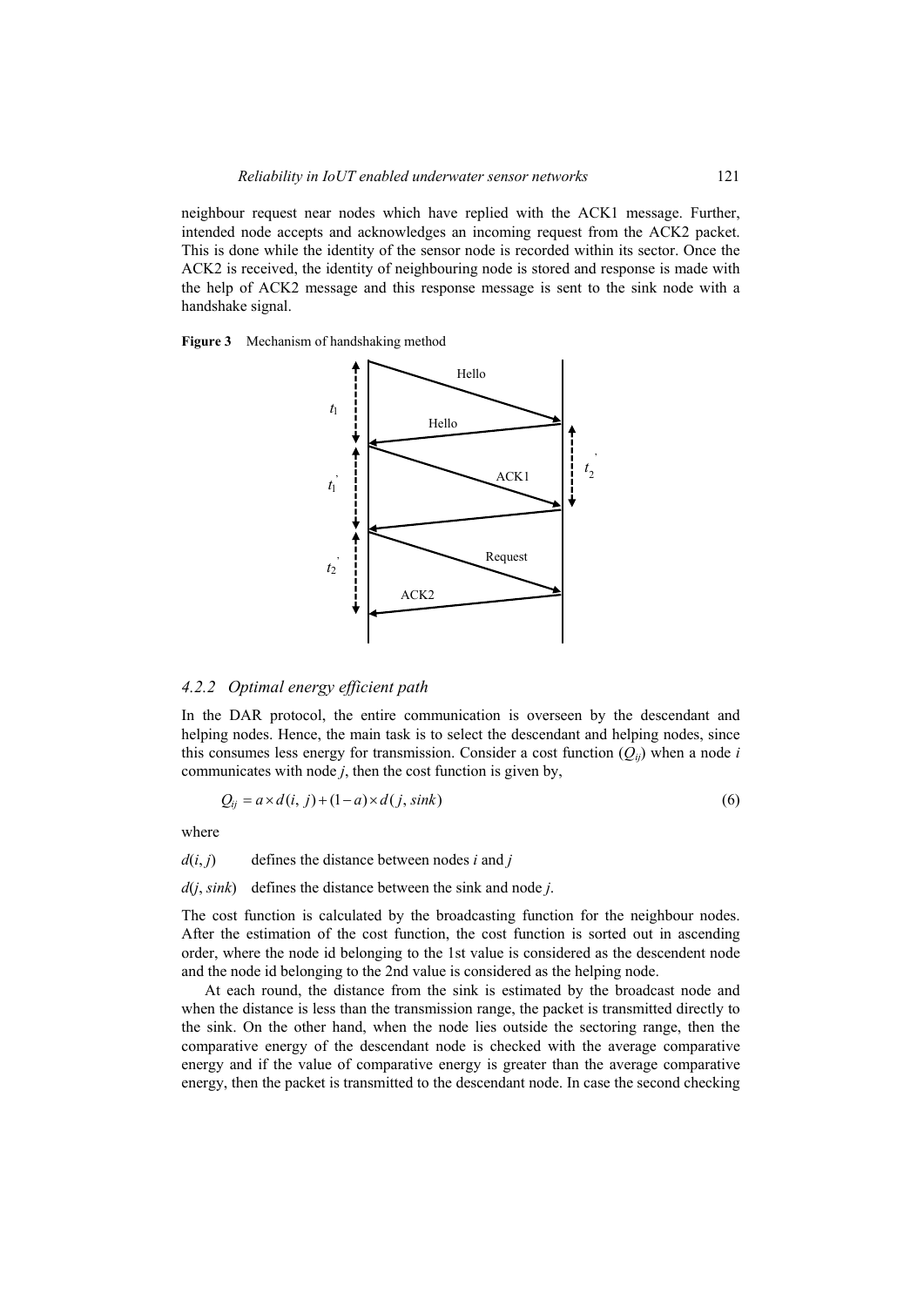neighbour request near nodes which have replied with the ACK1 message. Further, intended node accepts and acknowledges an incoming request from the ACK2 packet. This is done while the identity of the sensor node is recorded within its sector. Once the ACK2 is received, the identity of neighbouring node is stored and response is made with the help of ACK2 message and this response message is sent to the sink node with a handshake signal.

**Figure 3** Mechanism of handshaking method

### 4.2.2 *Optimal energy efficient path*

In the DAR protocol, the entire communication is overseen by the descendant and helping nodes. Hence, the main task is to select the descendant and helping nodes, since this consumes less energy for transmission. Consider a cost function ($Q_{ij}$) when a node *i* communicates with node *j*, then the cost function is given by,

$$Q_{ij} = a \times d(i, j) + (1 - a) \times d(j, sink) \tag{6}$$

where

$d(i, j)$ defines the distance between nodes *i* and *j*

$d(j, sink)$ defines the distance between the sink and node *j*.

The cost function is calculated by the broadcasting function for the neighbour nodes. After the estimation of the cost function, the cost function is sorted out in ascending order, where the node id belonging to the 1st value is considered as the descendent node and the node id belonging to the 2nd value is considered as the helping node.

At each round, the distance from the sink is estimated by the broadcast node and when the distance is less than the transmission range, the packet is transmitted directly to the sink. On the other hand, when the node lies outside the sectoring range, then the comparative energy of the descendant node is checked with the average comparative energy and if the value of comparative energy is greater than the average comparative energy, then the packet is transmitted to the descendant node. In case the second checking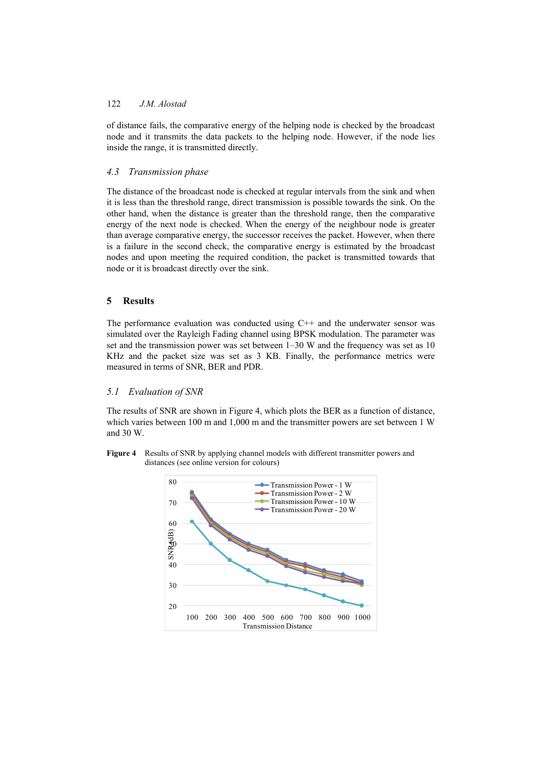of distance fails, the comparative energy of the helping node is checked by the broadcast node and it transmits the data packets to the helping node. However, if the node lies inside the range, it is transmitted directly.

### 4.3 *Transmission phase*

The distance of the broadcast node is checked at regular intervals from the sink and when it is less than the threshold range, direct transmission is possible towards the sink. On the other hand, when the distance is greater than the threshold range, then the comparative energy of the next node is checked. When the energy of the neighbour node is greater than average comparative energy, the successor receives the packet. However, when there is a failure in the second check, the comparative energy is estimated by the broadcast nodes and upon meeting the required condition, the packet is transmitted towards that node or it is broadcast directly over the sink.

## 5 Results

The performance evaluation was conducted using C++ and the underwater sensor was simulated over the Rayleigh Fading channel using BPSK modulation. The parameter was set and the transmission power was set between 1–30 W and the frequency was set as 10 KHz and the packet size was set as 3 KB. Finally, the performance metrics were measured in terms of SNR, BER and PDR.

### 5.1 *Evaluation of SNR*

The results of SNR are shown in Figure 4, which plots the BER as a function of distance, which varies between 100 m and 1,000 m and the transmitter powers are set between 1 W and 30 W.

**Figure 4** Results of SNR by applying channel models with different transmitter powers and distances (see online version for colours)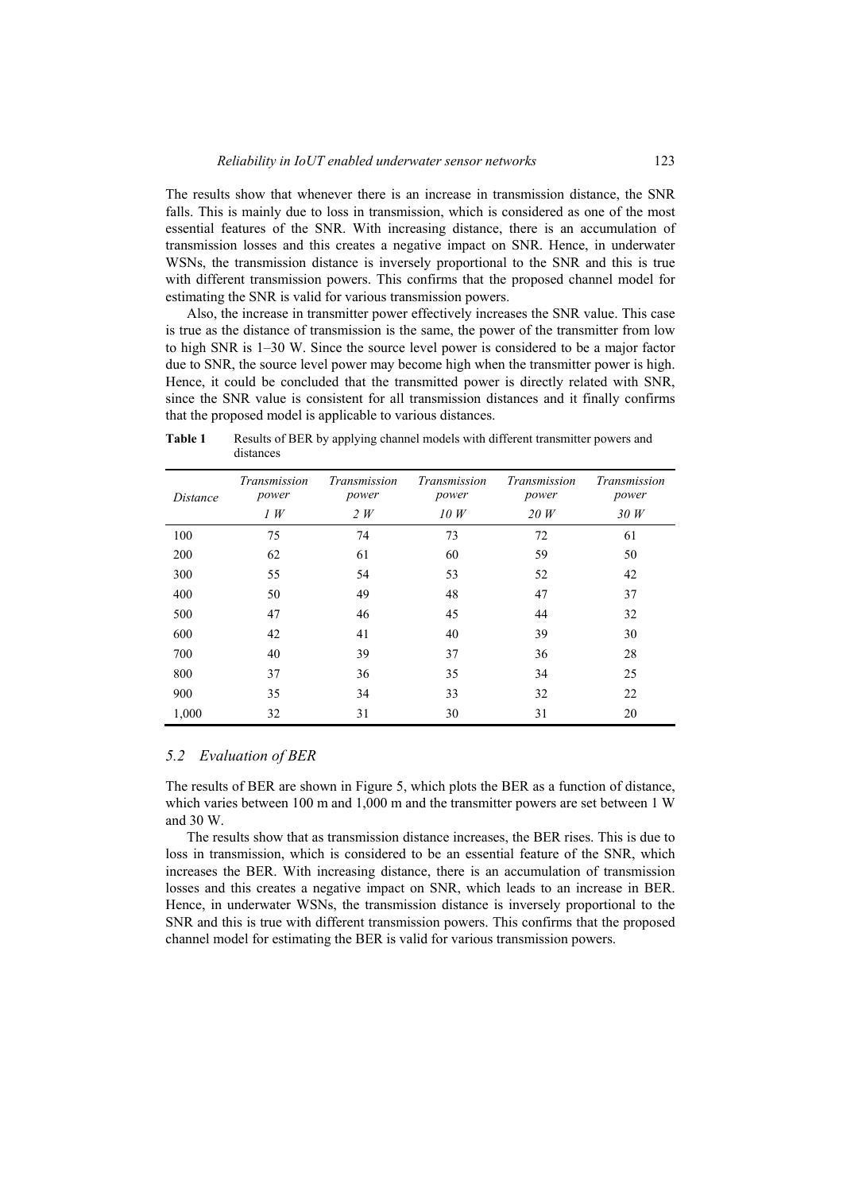The results show that whenever there is an increase in transmission distance, the SNR falls. This is mainly due to loss in transmission, which is considered as one of the most essential features of the SNR. With increasing distance, there is an accumulation of transmission losses and this creates a negative impact on SNR. Hence, in underwater WSNs, the transmission distance is inversely proportional to the SNR and this is true with different transmission powers. This confirms that the proposed channel model for estimating the SNR is valid for various transmission powers.

Also, the increase in transmitter power effectively increases the SNR value. This case is true as the distance of transmission is the same, the power of the transmitter from low to high SNR is 1–30 W. Since the source level power is considered to be a major factor due to SNR, the source level power may become high when the transmitter power is high. Hence, it could be concluded that the transmitted power is directly related with SNR, since the SNR value is consistent for all transmission distances and it finally confirms that the proposed model is applicable to various distances.

**Table 1** Results of BER by applying channel models with different transmitter powers and distances

| *Distance* | *Transmission power* *1 W* | *Transmission power* *2 W* | *Transmission power* *10 W* | *Transmission power* *20 W* | *Transmission power* *30 W* |
|---|---|---|---|---|---|
| 100 | 75 | 74 | 73 | 72 | 61 |
| 200 | 62 | 61 | 60 | 59 | 50 |
| 300 | 55 | 54 | 53 | 52 | 42 |
| 400 | 50 | 49 | 48 | 47 | 37 |
| 500 | 47 | 46 | 45 | 44 | 32 |
| 600 | 42 | 41 | 40 | 39 | 30 |
| 700 | 40 | 39 | 37 | 36 | 28 |
| 800 | 37 | 36 | 35 | 34 | 25 |
| 900 | 35 | 34 | 33 | 32 | 22 |
| 1,000 | 32 | 31 | 30 | 31 | 20 |

### *5.2 Evaluation of BER*

The results of BER are shown in Figure 5, which plots the BER as a function of distance, which varies between 100 m and 1,000 m and the transmitter powers are set between 1 W and 30 W.

The results show that as transmission distance increases, the BER rises. This is due to loss in transmission, which is considered to be an essential feature of the SNR, which increases the BER. With increasing distance, there is an accumulation of transmission losses and this creates a negative impact on SNR, which leads to an increase in BER. Hence, in underwater WSNs, the transmission distance is inversely proportional to the SNR and this is true with different transmission powers. This confirms that the proposed channel model for estimating the BER is valid for various transmission powers.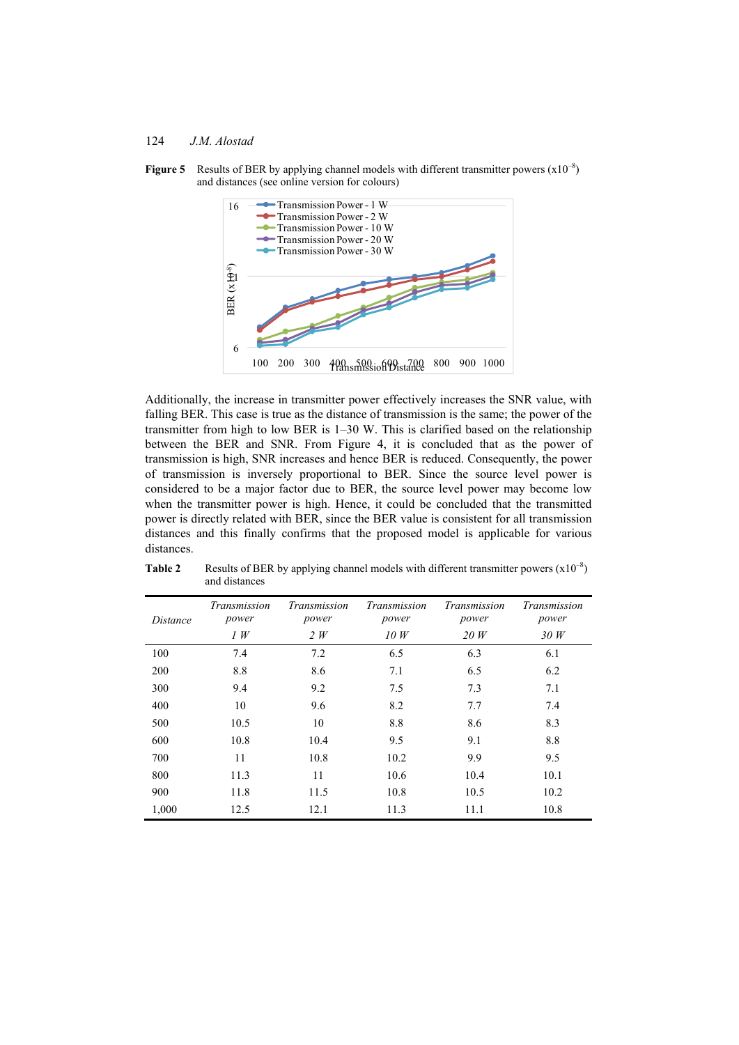**Figure 5** Results of BER by applying channel models with different transmitter powers ($x10^{-8}$) and distances (see online version for colours)

Additionally, the increase in transmitter power effectively increases the SNR value, with falling BER. This case is true as the distance of transmission is the same; the power of the transmitter from high to low BER is 1–30 W. This is clarified based on the relationship between the BER and SNR. From Figure 4, it is concluded that as the power of transmission is high, SNR increases and hence BER is reduced. Consequently, the power of transmission is inversely proportional to BER. Since the source level power is considered to be a major factor due to BER, the source level power may become low when the transmitter power is high. Hence, it could be concluded that the transmitted power is directly related with BER, since the BER value is consistent for all transmission distances and this finally confirms that the proposed model is applicable for various distances.

**Table 2** Results of BER by applying channel models with different transmitter powers ($x10^{-8}$) and distances

| *Distance* | *Transmission power 1 W* | *Transmission power 2 W* | *Transmission power 10 W* | *Transmission power 20 W* | *Transmission power 30 W* |
|---|---|---|---|---|---|
| 100 | 7.4 | 7.2 | 6.5 | 6.3 | 6.1 |
| 200 | 8.8 | 8.6 | 7.1 | 6.5 | 6.2 |
| 300 | 9.4 | 9.2 | 7.5 | 7.3 | 7.1 |
| 400 | 10 | 9.6 | 8.2 | 7.7 | 7.4 |
| 500 | 10.5 | 10 | 8.8 | 8.6 | 8.3 |
| 600 | 10.8 | 10.4 | 9.5 | 9.1 | 8.8 |
| 700 | 11 | 10.8 | 10.2 | 9.9 | 9.5 |
| 800 | 11.3 | 11 | 10.6 | 10.4 | 10.1 |
| 900 | 11.8 | 11.5 | 10.8 | 10.5 | 10.2 |
| 1,000 | 12.5 | 12.1 | 11.3 | 11.1 | 10.8 |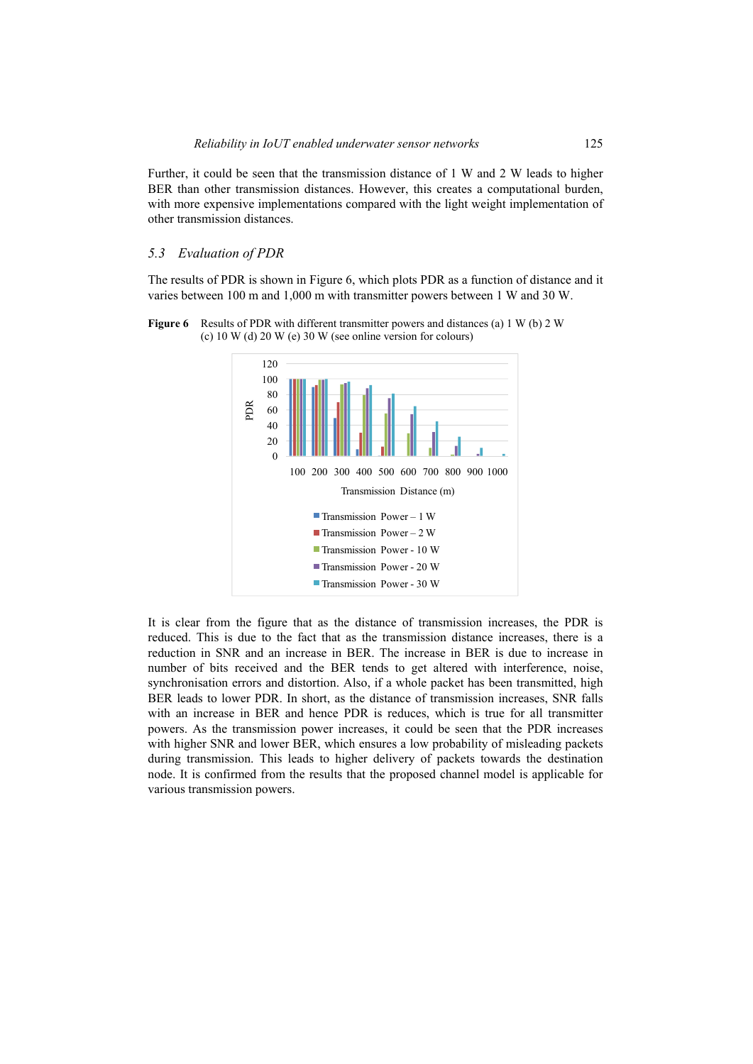Further, it could be seen that the transmission distance of 1 W and 2 W leads to higher BER than other transmission distances. However, this creates a computational burden, with more expensive implementations compared with the light weight implementation of other transmission distances.

### 5.3 Evaluation of PDR

The results of PDR is shown in Figure 6, which plots PDR as a function of distance and it varies between 100 m and 1,000 m with transmitter powers between 1 W and 30 W.

**Figure 6** Results of PDR with different transmitter powers and distances (a) 1 W (b) 2 W (c) 10 W (d) 20 W (e) 30 W (see online version for colours)

It is clear from the figure that as the distance of transmission increases, the PDR is reduced. This is due to the fact that as the transmission distance increases, there is a reduction in SNR and an increase in BER. The increase in BER is due to increase in number of bits received and the BER tends to get altered with interference, noise, synchronisation errors and distortion. Also, if a whole packet has been transmitted, high BER leads to lower PDR. In short, as the distance of transmission increases, SNR falls with an increase in BER and hence PDR is reduces, which is true for all transmitter powers. As the transmission power increases, it could be seen that the PDR increases with higher SNR and lower BER, which ensures a low probability of misleading packets during transmission. This leads to higher delivery of packets towards the destination node. It is confirmed from the results that the proposed channel model is applicable for various transmission powers.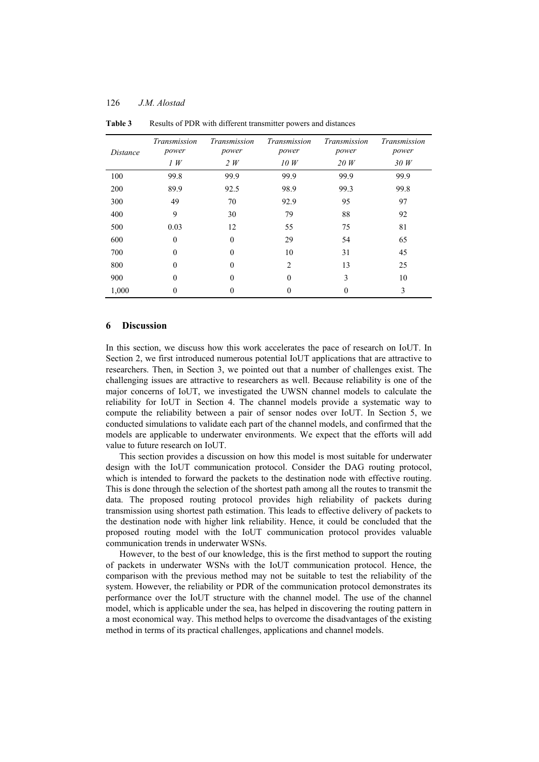**Table 3** Results of PDR with different transmitter powers and distances

| *Distance* | *Transmission power* *1 W* | *Transmission power* *2 W* | *Transmission power* *10 W* | *Transmission power* *20 W* | *Transmission power* *30 W* |
|---|---|---|---|---|---|
| 100 | 99.8 | 99.9 | 99.9 | 99.9 | 99.9 |
| 200 | 89.9 | 92.5 | 98.9 | 99.3 | 99.8 |
| 300 | 49 | 70 | 92.9 | 95 | 97 |
| 400 | 9 | 30 | 79 | 88 | 92 |
| 500 | 0.03 | 12 | 55 | 75 | 81 |
| 600 | 0 | 0 | 29 | 54 | 65 |
| 700 | 0 | 0 | 10 | 31 | 45 |
| 800 | 0 | 0 | 2 | 13 | 25 |
| 900 | 0 | 0 | 0 | 3 | 10 |
| 1,000 | 0 | 0 | 0 | 0 | 3 |

## 6 Discussion

In this section, we discuss how this work accelerates the pace of research on IoUT. In Section 2, we first introduced numerous potential IoUT applications that are attractive to researchers. Then, in Section 3, we pointed out that a number of challenges exist. The challenging issues are attractive to researchers as well. Because reliability is one of the major concerns of IoUT, we investigated the UWSN channel models to calculate the reliability for IoUT in Section 4. The channel models provide a systematic way to compute the reliability between a pair of sensor nodes over IoUT. In Section 5, we conducted simulations to validate each part of the channel models, and confirmed that the models are applicable to underwater environments. We expect that the efforts will add value to future research on IoUT.

This section provides a discussion on how this model is most suitable for underwater design with the IoUT communication protocol. Consider the DAG routing protocol, which is intended to forward the packets to the destination node with effective routing. This is done through the selection of the shortest path among all the routes to transmit the data. The proposed routing protocol provides high reliability of packets during transmission using shortest path estimation. This leads to effective delivery of packets to the destination node with higher link reliability. Hence, it could be concluded that the proposed routing model with the IoUT communication protocol provides valuable communication trends in underwater WSNs.

However, to the best of our knowledge, this is the first method to support the routing of packets in underwater WSNs with the IoUT communication protocol. Hence, the comparison with the previous method may not be suitable to test the reliability of the system. However, the reliability or PDR of the communication protocol demonstrates its performance over the IoUT structure with the channel model. The use of the channel model, which is applicable under the sea, has helped in discovering the routing pattern in a most economical way. This method helps to overcome the disadvantages of the existing method in terms of its practical challenges, applications and channel models.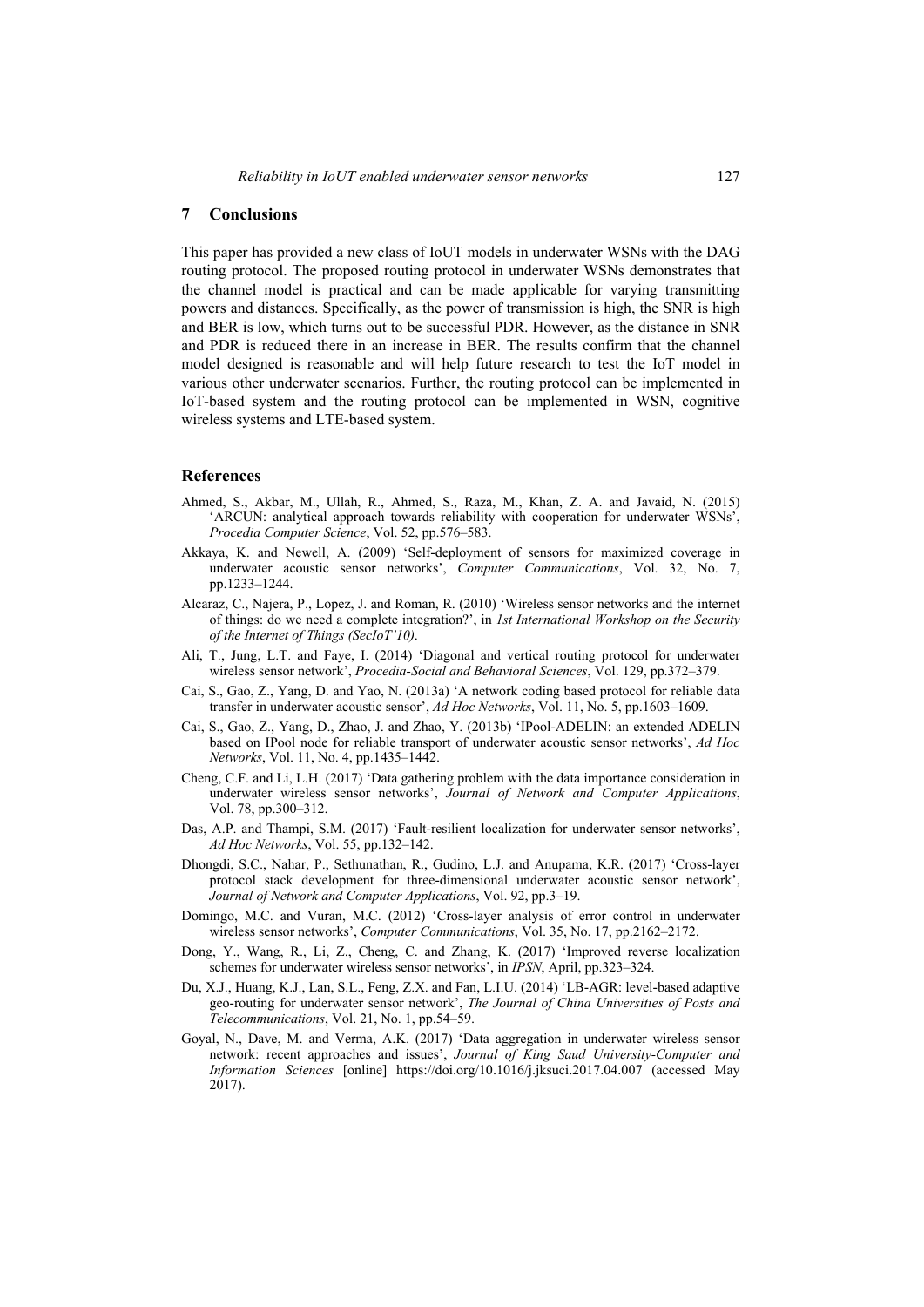## 7 Conclusions

This paper has provided a new class of IoUT models in underwater WSNs with the DAG routing protocol. The proposed routing protocol in underwater WSNs demonstrates that the channel model is practical and can be made applicable for varying transmitting powers and distances. Specifically, as the power of transmission is high, the SNR is high and BER is low, which turns out to be successful PDR. However, as the distance in SNR and PDR is reduced there in an increase in BER. The results confirm that the channel model designed is reasonable and will help future research to test the IoT model in various other underwater scenarios. Further, the routing protocol can be implemented in IoT-based system and the routing protocol can be implemented in WSN, cognitive wireless systems and LTE-based system.

## References

Ahmed, S., Akbar, M., Ullah, R., Ahmed, S., Raza, M., Khan, Z. A. and Javaid, N. (2015) 'ARCUN: analytical approach towards reliability with cooperation for underwater WSNs', *Procedia Computer Science*, Vol. 52, pp.576–583.

Akkaya, K. and Newell, A. (2009) 'Self-deployment of sensors for maximized coverage in underwater acoustic sensor networks', *Computer Communications*, Vol. 32, No. 7, pp.1233–1244.

Alcaraz, C., Najera, P., Lopez, J. and Roman, R. (2010) 'Wireless sensor networks and the internet of things: do we need a complete integration?', in *1st International Workshop on the Security of the Internet of Things (SecIoT'10)*.

Ali, T., Jung, L.T. and Faye, I. (2014) 'Diagonal and vertical routing protocol for underwater wireless sensor network', *Procedia-Social and Behavioral Sciences*, Vol. 129, pp.372–379.

Cai, S., Gao, Z., Yang, D. and Yao, N. (2013a) 'A network coding based protocol for reliable data transfer in underwater acoustic sensor', *Ad Hoc Networks*, Vol. 11, No. 5, pp.1603–1609.

Cai, S., Gao, Z., Yang, D., Zhao, J. and Zhao, Y. (2013b) 'IPool-ADELIN: an extended ADELIN based on IPool node for reliable transport of underwater acoustic sensor networks', *Ad Hoc Networks*, Vol. 11, No. 4, pp.1435–1442.

Cheng, C.F. and Li, L.H. (2017) 'Data gathering problem with the data importance consideration in underwater wireless sensor networks', *Journal of Network and Computer Applications*, Vol. 78, pp.300–312.

Das, A.P. and Thampi, S.M. (2017) 'Fault-resilient localization for underwater sensor networks', *Ad Hoc Networks*, Vol. 55, pp.132–142.

Dhongdi, S.C., Nahar, P., Sethunathan, R., Gudino, L.J. and Anupama, K.R. (2017) 'Cross-layer protocol stack development for three-dimensional underwater acoustic sensor network', *Journal of Network and Computer Applications*, Vol. 92, pp.3–19.

Domingo, M.C. and Vuran, M.C. (2012) 'Cross-layer analysis of error control in underwater wireless sensor networks', *Computer Communications*, Vol. 35, No. 17, pp.2162–2172.

Dong, Y., Wang, R., Li, Z., Cheng, C. and Zhang, K. (2017) 'Improved reverse localization schemes for underwater wireless sensor networks', in *IPSN*, April, pp.323–324.

Du, X.J., Huang, K.J., Lan, S.L., Feng, Z.X. and Fan, L.I.U. (2014) 'LB-AGR: level-based adaptive geo-routing for underwater sensor network', *The Journal of China Universities of Posts and Telecommunications*, Vol. 21, No. 1, pp.54–59.

Goyal, N., Dave, M. and Verma, A.K. (2017) 'Data aggregation in underwater wireless sensor network: recent approaches and issues', *Journal of King Saud University-Computer and Information Sciences* [online] https://doi.org/10.1016/j.jksuci.2017.04.007 (accessed May 2017).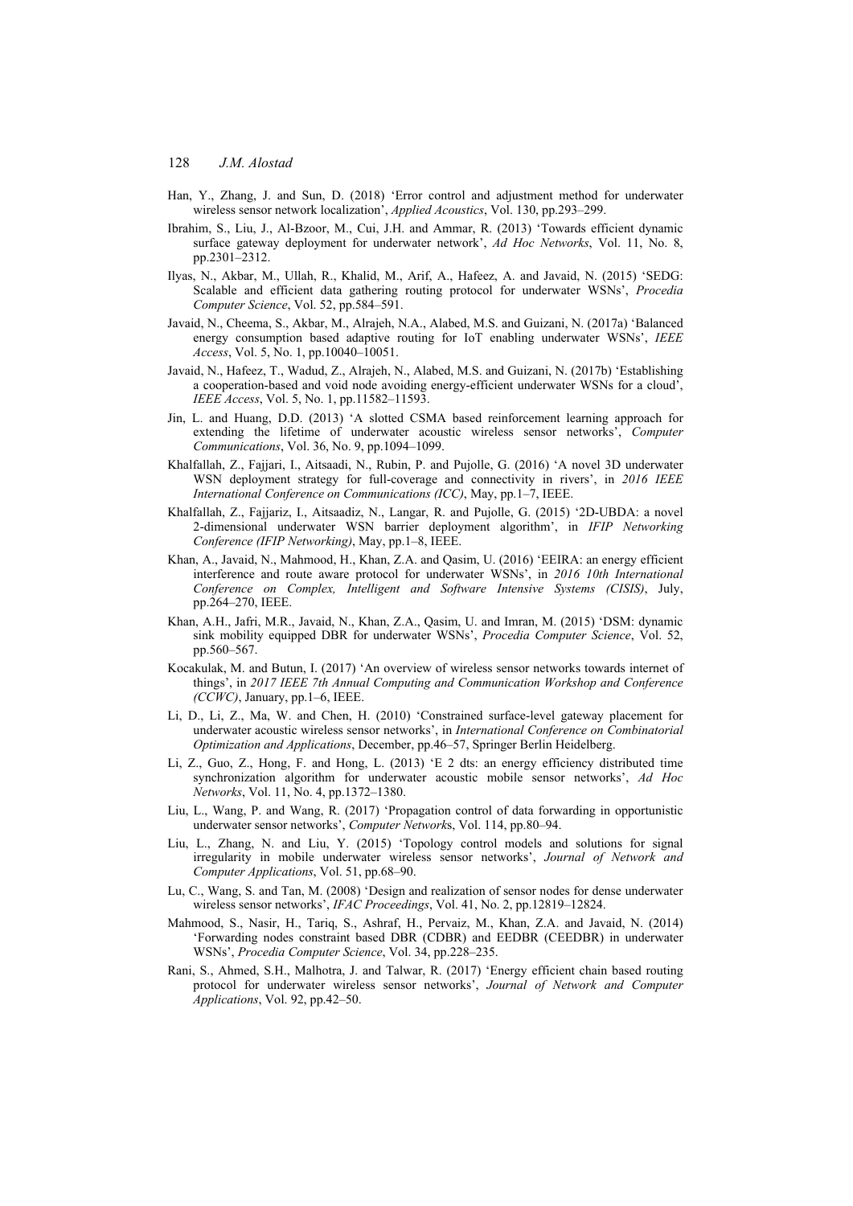Han, Y., Zhang, J. and Sun, D. (2018) 'Error control and adjustment method for underwater wireless sensor network localization', *Applied Acoustics*, Vol. 130, pp.293–299.

Ibrahim, S., Liu, J., Al-Bzoor, M., Cui, J.H. and Ammar, R. (2013) 'Towards efficient dynamic surface gateway deployment for underwater network', *Ad Hoc Networks*, Vol. 11, No. 8, pp.2301–2312.

Ilyas, N., Akbar, M., Ullah, R., Khalid, M., Arif, A., Hafeez, A. and Javaid, N. (2015) 'SEDG: Scalable and efficient data gathering routing protocol for underwater WSNs', *Procedia Computer Science*, Vol. 52, pp.584–591.

Javaid, N., Cheema, S., Akbar, M., Alrajeh, N.A., Alabed, M.S. and Guizani, N. (2017a) 'Balanced energy consumption based adaptive routing for IoT enabling underwater WSNs', *IEEE Access*, Vol. 5, No. 1, pp.10040–10051.

Javaid, N., Hafeez, T., Wadud, Z., Alrajeh, N., Alabed, M.S. and Guizani, N. (2017b) 'Establishing a cooperation-based and void node avoiding energy-efficient underwater WSNs for a cloud', *IEEE Access*, Vol. 5, No. 1, pp.11582–11593.

Jin, L. and Huang, D.D. (2013) 'A slotted CSMA based reinforcement learning approach for extending the lifetime of underwater acoustic wireless sensor networks', *Computer Communications*, Vol. 36, No. 9, pp.1094–1099.

Khalfallah, Z., Fajjari, I., Aitsaadi, N., Rubin, P. and Pujolle, G. (2016) 'A novel 3D underwater WSN deployment strategy for full-coverage and connectivity in rivers', in *2016 IEEE International Conference on Communications (ICC)*, May, pp.1–7, IEEE.

Khalfallah, Z., Fajjariz, I., Aitsaadiz, N., Langar, R. and Pujolle, G. (2015) '2D-UBDA: a novel 2-dimensional underwater WSN barrier deployment algorithm', in *IFIP Networking Conference (IFIP Networking)*, May, pp.1–8, IEEE.

Khan, A., Javaid, N., Mahmood, H., Khan, Z.A. and Qasim, U. (2016) 'EEIRA: an energy efficient interference and route aware protocol for underwater WSNs', in *2016 10th International Conference on Complex, Intelligent and Software Intensive Systems (CISIS)*, July, pp.264–270, IEEE.

Khan, A.H., Jafri, M.R., Javaid, N., Khan, Z.A., Qasim, U. and Imran, M. (2015) 'DSM: dynamic sink mobility equipped DBR for underwater WSNs', *Procedia Computer Science*, Vol. 52, pp.560–567.

Kocakulak, M. and Butun, I. (2017) 'An overview of wireless sensor networks towards internet of things', in *2017 IEEE 7th Annual Computing and Communication Workshop and Conference (CCWC)*, January, pp.1–6, IEEE.

Li, D., Li, Z., Ma, W. and Chen, H. (2010) 'Constrained surface-level gateway placement for underwater acoustic wireless sensor networks', in *International Conference on Combinatorial Optimization and Applications*, December, pp.46–57, Springer Berlin Heidelberg.

Li, Z., Guo, Z., Hong, F. and Hong, L. (2013) 'E 2 dts: an energy efficiency distributed time synchronization algorithm for underwater acoustic mobile sensor networks', *Ad Hoc Networks*, Vol. 11, No. 4, pp.1372–1380.

Liu, L., Wang, P. and Wang, R. (2017) 'Propagation control of data forwarding in opportunistic underwater sensor networks', *Computer Networks*, Vol. 114, pp.80–94.

Liu, L., Zhang, N. and Liu, Y. (2015) 'Topology control models and solutions for signal irregularity in mobile underwater wireless sensor networks', *Journal of Network and Computer Applications*, Vol. 51, pp.68–90.

Lu, C., Wang, S. and Tan, M. (2008) 'Design and realization of sensor nodes for dense underwater wireless sensor networks', *IFAC Proceedings*, Vol. 41, No. 2, pp.12819–12824.

Mahmood, S., Nasir, H., Tariq, S., Ashraf, H., Pervaiz, M., Khan, Z.A. and Javaid, N. (2014) 'Forwarding nodes constraint based DBR (CDBR) and EEDBR (CEEDBR) in underwater WSNs', *Procedia Computer Science*, Vol. 34, pp.228–235.

Rani, S., Ahmed, S.H., Malhotra, J. and Talwar, R. (2017) 'Energy efficient chain based routing protocol for underwater wireless sensor networks', *Journal of Network and Computer Applications*, Vol. 92, pp.42–50.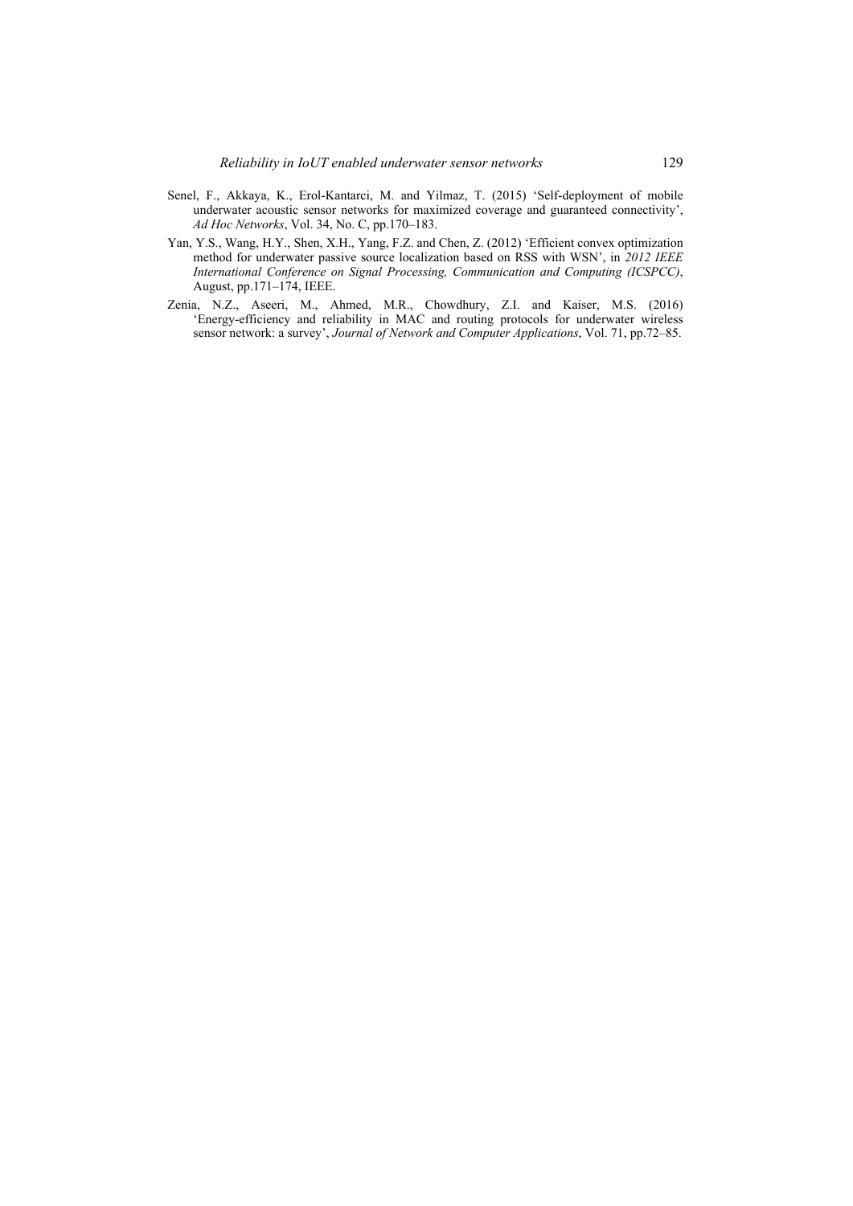Senel, F., Akkaya, K., Erol-Kantarci, M. and Yilmaz, T. (2015) 'Self-deployment of mobile underwater acoustic sensor networks for maximized coverage and guaranteed connectivity', *Ad Hoc Networks*, Vol. 34, No. C, pp.170–183.

Yan, Y.S., Wang, H.Y., Shen, X.H., Yang, F.Z. and Chen, Z. (2012) 'Efficient convex optimization method for underwater passive source localization based on RSS with WSN', in *2012 IEEE International Conference on Signal Processing, Communication and Computing (ICSPCC)*, August, pp.171–174, IEEE.

Zenia, N.Z., Aseeri, M., Ahmed, M.R., Chowdhury, Z.I. and Kaiser, M.S. (2016) 'Energy-efficiency and reliability in MAC and routing protocols for underwater wireless sensor network: a survey', *Journal of Network and Computer Applications*, Vol. 71, pp.72–85.